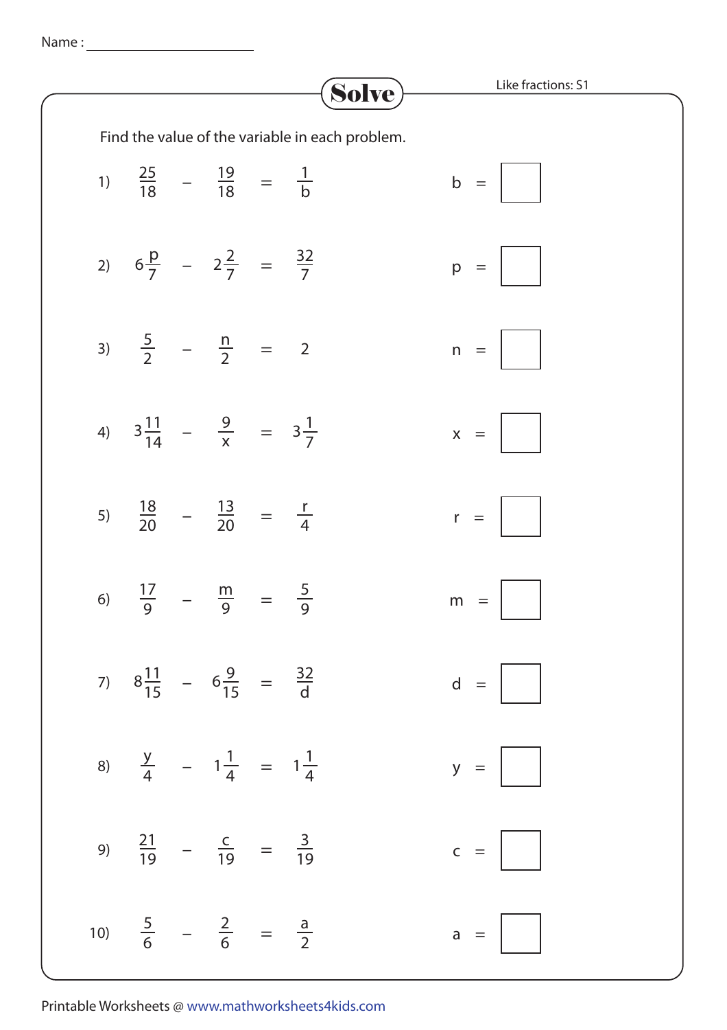Name : ______________________

# Solve

Like fractions: S1

Find the value of the variable in each problem.

1) $\frac{25}{18} - \frac{19}{18} = \frac{1}{b}$  b = ☐

2) $6\frac{p}{7} - 2\frac{2}{7} = \frac{32}{7}$  p = ☐

3) $\frac{5}{2} - \frac{n}{2} = 2$  n = ☐

4) $3\frac{11}{14} - \frac{9}{x} = 3\frac{1}{7}$  x = ☐

5) $\frac{18}{20} - \frac{13}{20} = \frac{r}{4}$  r = ☐

6) $\frac{17}{9} - \frac{m}{9} = \frac{5}{9}$  m = ☐

7) $8\frac{11}{15} - 6\frac{9}{15} = \frac{32}{d}$  d = ☐

8) $\frac{y}{4} - 1\frac{1}{4} = 1\frac{1}{4}$  y = ☐

9) $\frac{21}{19} - \frac{c}{19} = \frac{3}{19}$  c = ☐

10) $\frac{5}{6} - \frac{2}{6} = \frac{a}{2}$  a = ☐

Printable Worksheets @ www.mathworksheets4kids.com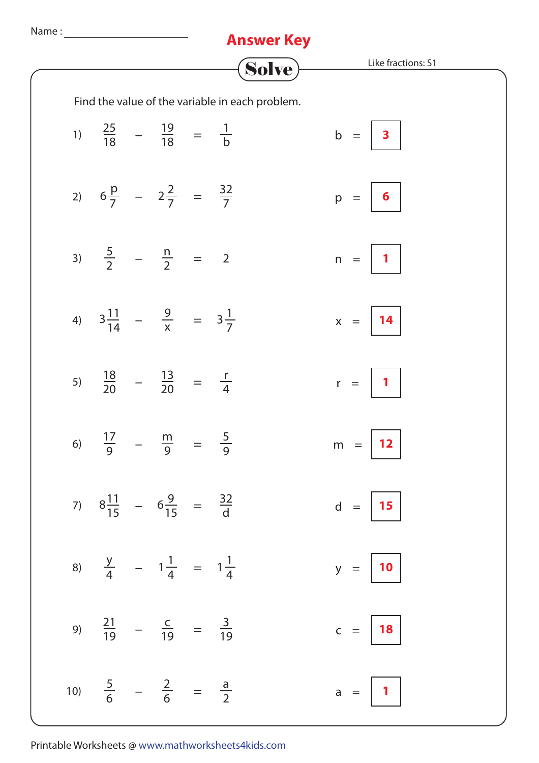Name : ____________________

# Answer Key

## Solve

Like fractions: S1

Find the value of the variable in each problem.

1) $\frac{25}{18} - \frac{19}{18} = \frac{1}{b}$  b = **3**

2) $6\frac{p}{7} - 2\frac{2}{7} = \frac{32}{7}$  p = **6**

3) $\frac{5}{2} - \frac{n}{2} = 2$  n = **1**

4) $3\frac{11}{14} - \frac{9}{x} = 3\frac{1}{7}$  x = **14**

5) $\frac{18}{20} - \frac{13}{20} = \frac{r}{4}$  r = **1**

6) $\frac{17}{9} - \frac{m}{9} = \frac{5}{9}$  m = **12**

7) $8\frac{11}{15} - 6\frac{9}{15} = \frac{32}{d}$  d = **15**

8) $\frac{y}{4} - 1\frac{1}{4} = 1\frac{1}{4}$  y = **10**

9) $\frac{21}{19} - \frac{c}{19} = \frac{3}{19}$  c = **18**

10) $\frac{5}{6} - \frac{2}{6} = \frac{a}{2}$  a = **1**

Printable Worksheets @ www.mathworksheets4kids.com